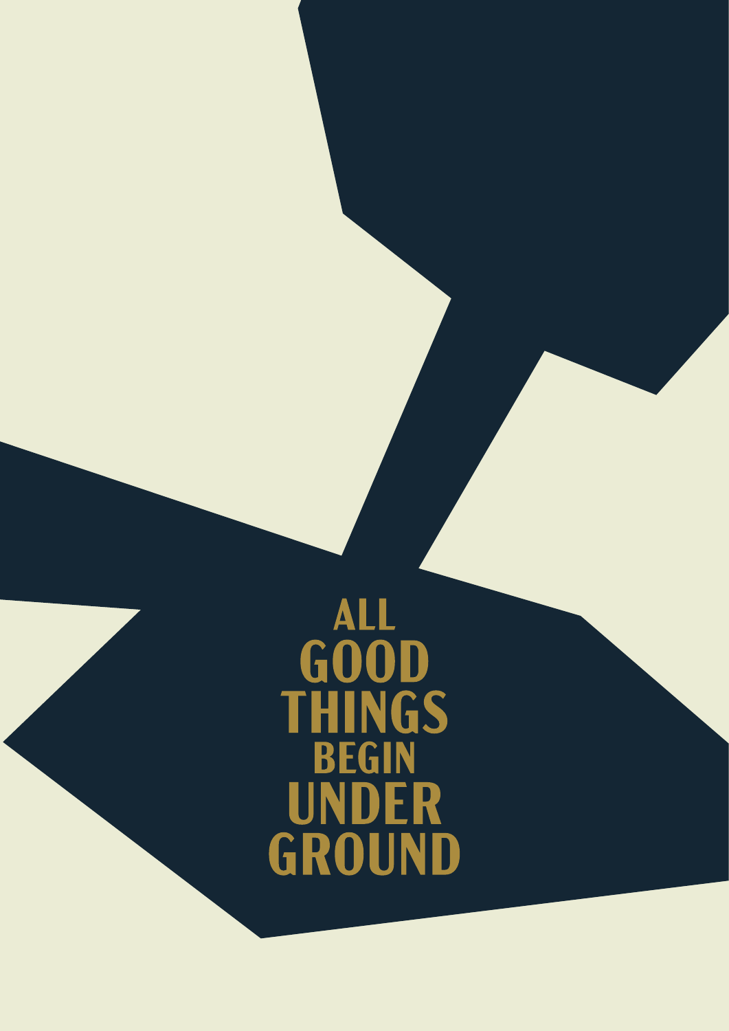# ALL GOOD THINGS BEGIN UNDER GROUND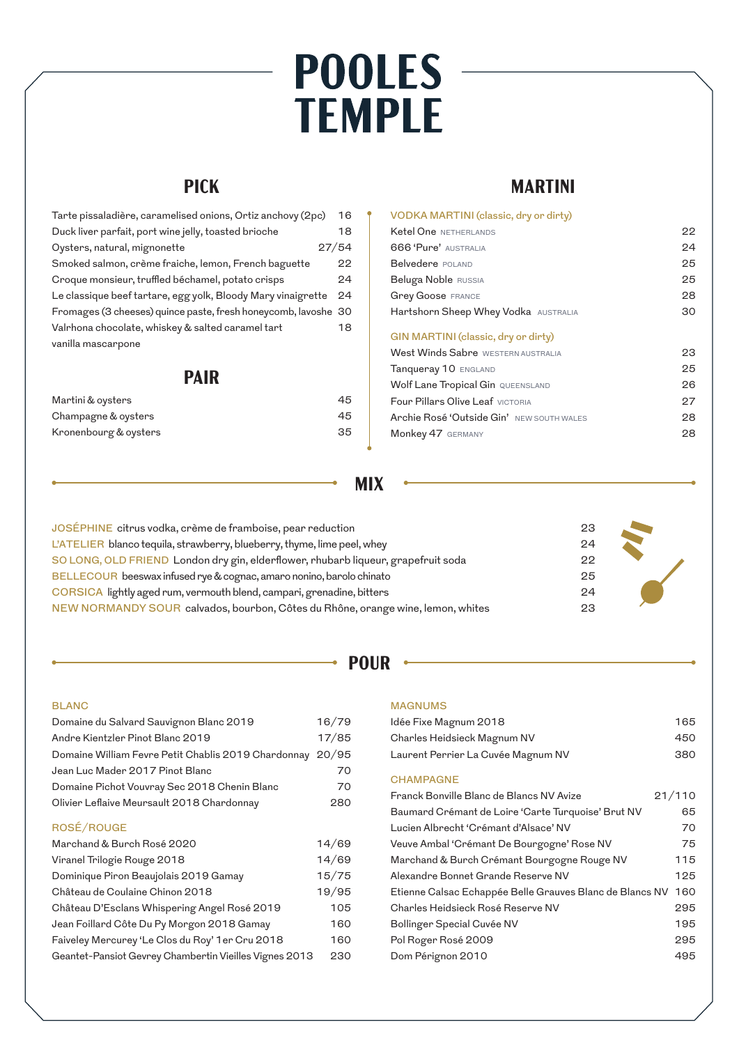# POOLES TEMPLE

## PICK

| | |
|---|---|
| Tarte pissaladière, caramelised onions, Ortiz anchovy (2pc) | 16 |
| Duck liver parfait, port wine jelly, toasted brioche | 18 |
| Oysters, natural, mignonette | 27/54 |
| Smoked salmon, crème fraiche, lemon, French baguette | 22 |
| Croque monsieur, truffled béchamel, potato crisps | 24 |
| Le classique beef tartare, egg yolk, Bloody Mary vinaigrette | 24 |
| Fromages (3 cheeses) quince paste, fresh honeycomb, lavoshe | 30 |
| Valrhona chocolate, whiskey & salted caramel tart vanilla mascarpone | 18 |

## PAIR

| | |
|---|---|
| Martini & oysters | 45 |
| Champagne & oysters | 45 |
| Kronenbourg & oysters | 35 |

## MARTINI

### VODKA MARTINI (classic, dry or dirty)

| | |
|---|---|
| Ketel One NETHERLANDS | 22 |
| 666 'Pure' AUSTRALIA | 24 |
| Belvedere POLAND | 25 |
| Beluga Noble RUSSIA | 25 |
| Grey Goose FRANCE | 28 |
| Hartshorn Sheep Whey Vodka AUSTRALIA | 30 |

### GIN MARTINI (classic, dry or dirty)

| | |
|---|---|
| West Winds Sabre WESTERN AUSTRALIA | 23 |
| Tanqueray 10 ENGLAND | 25 |
| Wolf Lane Tropical Gin QUEENSLAND | 26 |
| Four Pillars Olive Leaf VICTORIA | 27 |
| Archie Rosé 'Outside Gin' NEW SOUTH WALES | 28 |
| Monkey 47 GERMANY | 28 |

## MIX

| | |
|---|---|
| JOSÉPHINE citrus vodka, crème de framboise, pear reduction | 23 |
| L'ATELIER blanco tequila, strawberry, blueberry, thyme, lime peel, whey | 24 |
| SO LONG, OLD FRIEND London dry gin, elderflower, rhubarb liqueur, grapefruit soda | 22 |
| BELLECOUR beeswax infused rye & cognac, amaro nonino, barolo chinato | 25 |
| CORSICA lightly aged rum, vermouth blend, campari, grenadine, bitters | 24 |
| NEW NORMANDY SOUR calvados, bourbon, Côtes du Rhône, orange wine, lemon, whites | 23 |

## POUR

### BLANC

| | |
|---|---|
| Domaine du Salvard Sauvignon Blanc 2019 | 16/79 |
| Andre Kientzler Pinot Blanc 2019 | 17/85 |
| Domaine William Fevre Petit Chablis 2019 Chardonnay | 20/95 |
| Jean Luc Mader 2017 Pinot Blanc | 70 |
| Domaine Pichot Vouvray Sec 2018 Chenin Blanc | 70 |
| Olivier Leflaive Meursault 2018 Chardonnay | 280 |

### ROSÉ/ROUGE

| | |
|---|---|
| Marchand & Burch Rosé 2020 | 14/69 |
| Viranel Trilogie Rouge 2018 | 14/69 |
| Dominique Piron Beaujolais 2019 Gamay | 15/75 |
| Château de Coulaine Chinon 2018 | 19/95 |
| Château D'Esclans Whispering Angel Rosé 2019 | 105 |
| Jean Foillard Côte Du Py Morgon 2018 Gamay | 160 |
| Faiveley Mercurey 'Le Clos du Roy' 1er Cru 2018 | 160 |
| Geantet-Pansiot Gevrey Chambertin Vieilles Vignes 2013 | 230 |

### MAGNUMS

| | |
|---|---|
| Idée Fixe Magnum 2018 | 165 |
| Charles Heidsieck Magnum NV | 450 |
| Laurent Perrier La Cuvée Magnum NV | 380 |

### CHAMPAGNE

| | |
|---|---|
| Franck Bonville Blanc de Blancs NV Avize | 21/110 |
| Baumard Crémant de Loire 'Carte Turquoise' Brut NV | 65 |
| Lucien Albrecht 'Crémant d'Alsace' NV | 70 |
| Veuve Ambal 'Crémant De Bourgogne' Rose NV | 75 |
| Marchand & Burch Crémant Bourgogne Rouge NV | 115 |
| Alexandre Bonnet Grande Reserve NV | 125 |
| Etienne Calsac Echappée Belle Grauves Blanc de Blancs NV | 160 |
| Charles Heidsieck Rosé Reserve NV | 295 |
| Bollinger Special Cuvée NV | 195 |
| Pol Roger Rosé 2009 | 295 |
| Dom Pérignon 2010 | 495 |